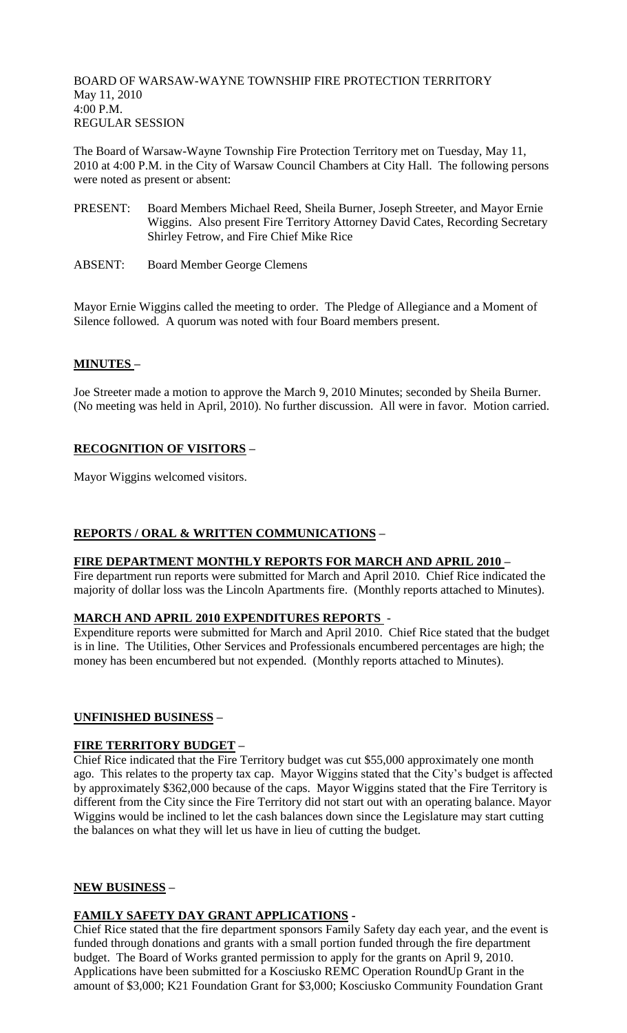BOARD OF WARSAW-WAYNE TOWNSHIP FIRE PROTECTION TERRITORY
May 11, 2010
4:00 P.M.
REGULAR SESSION

The Board of Warsaw-Wayne Township Fire Protection Territory met on Tuesday, May 11, 2010 at 4:00 P.M. in the City of Warsaw Council Chambers at City Hall. The following persons were noted as present or absent:

PRESENT: Board Members Michael Reed, Sheila Burner, Joseph Streeter, and Mayor Ernie Wiggins. Also present Fire Territory Attorney David Cates, Recording Secretary Shirley Fetrow, and Fire Chief Mike Rice

ABSENT: Board Member George Clemens

Mayor Ernie Wiggins called the meeting to order. The Pledge of Allegiance and a Moment of Silence followed. A quorum was noted with four Board members present.

## **MINUTES –**

Joe Streeter made a motion to approve the March 9, 2010 Minutes; seconded by Sheila Burner. (No meeting was held in April, 2010). No further discussion. All were in favor. Motion carried.

## **RECOGNITION OF VISITORS –**

Mayor Wiggins welcomed visitors.

## **REPORTS / ORAL & WRITTEN COMMUNICATIONS –**

### **FIRE DEPARTMENT MONTHLY REPORTS FOR MARCH AND APRIL 2010 –**

Fire department run reports were submitted for March and April 2010. Chief Rice indicated the majority of dollar loss was the Lincoln Apartments fire. (Monthly reports attached to Minutes).

### **MARCH AND APRIL 2010 EXPENDITURES REPORTS -**

Expenditure reports were submitted for March and April 2010. Chief Rice stated that the budget is in line. The Utilities, Other Services and Professionals encumbered percentages are high; the money has been encumbered but not expended. (Monthly reports attached to Minutes).

## **UNFINISHED BUSINESS –**

### **FIRE TERRITORY BUDGET –**

Chief Rice indicated that the Fire Territory budget was cut $55,000 approximately one month ago. This relates to the property tax cap. Mayor Wiggins stated that the City's budget is affected by approximately $362,000 because of the caps. Mayor Wiggins stated that the Fire Territory is different from the City since the Fire Territory did not start out with an operating balance. Mayor Wiggins would be inclined to let the cash balances down since the Legislature may start cutting the balances on what they will let us have in lieu of cutting the budget.

## **NEW BUSINESS –**

### **FAMILY SAFETY DAY GRANT APPLICATIONS -**

Chief Rice stated that the fire department sponsors Family Safety day each year, and the event is funded through donations and grants with a small portion funded through the fire department budget. The Board of Works granted permission to apply for the grants on April 9, 2010. Applications have been submitted for a Kosciusko REMC Operation RoundUp Grant in the amount of $3,000; K21 Foundation Grant for $3,000; Kosciusko Community Foundation Grant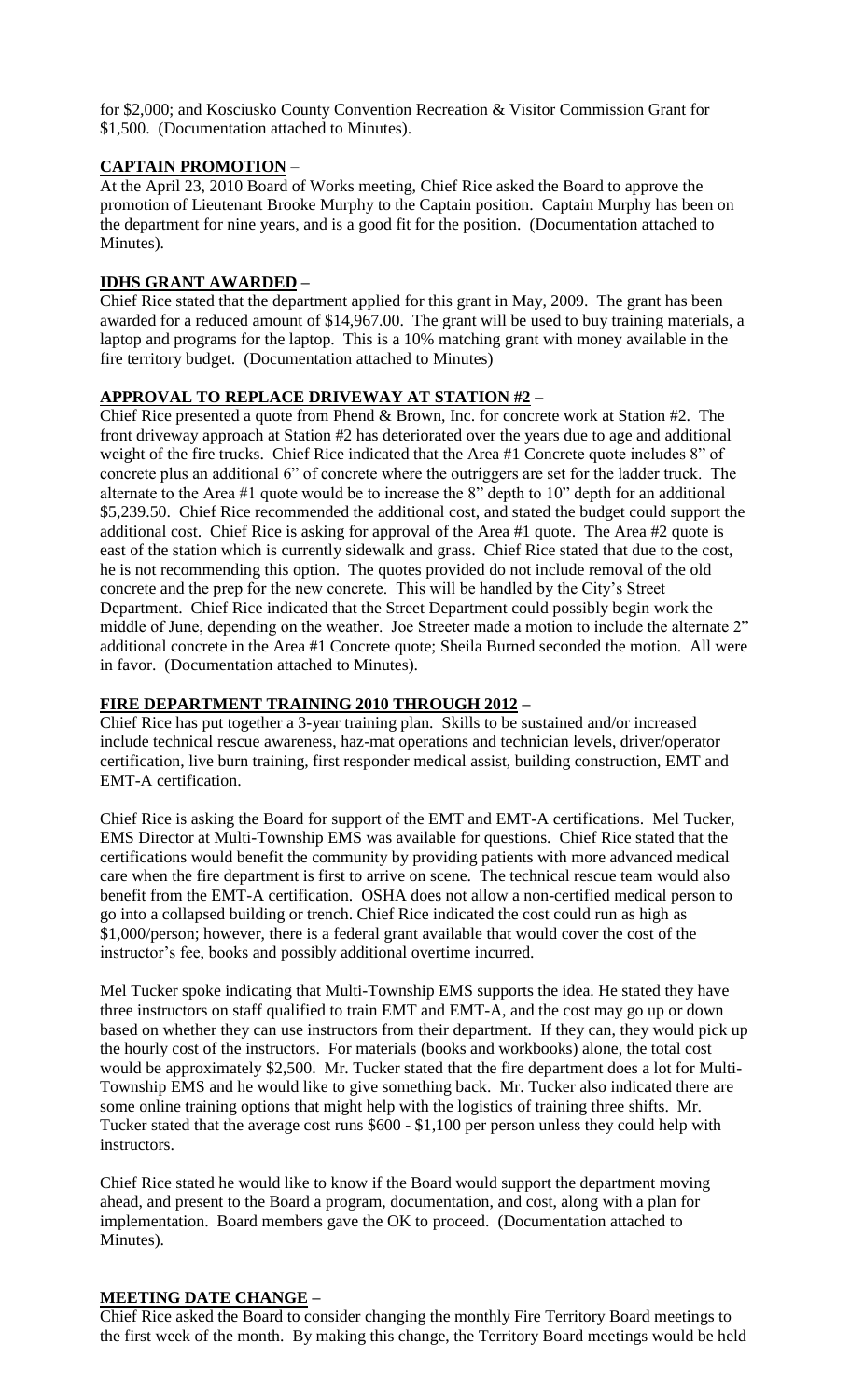for $2,000; and Kosciusko County Convention Recreation & Visitor Commission Grant for $1,500. (Documentation attached to Minutes).

## **CAPTAIN PROMOTION** –

At the April 23, 2010 Board of Works meeting, Chief Rice asked the Board to approve the promotion of Lieutenant Brooke Murphy to the Captain position. Captain Murphy has been on the department for nine years, and is a good fit for the position. (Documentation attached to Minutes).

## **IDHS GRANT AWARDED** –

Chief Rice stated that the department applied for this grant in May, 2009. The grant has been awarded for a reduced amount of $14,967.00. The grant will be used to buy training materials, a laptop and programs for the laptop. This is a 10% matching grant with money available in the fire territory budget. (Documentation attached to Minutes)

## **APPROVAL TO REPLACE DRIVEWAY AT STATION #2** –

Chief Rice presented a quote from Phend & Brown, Inc. for concrete work at Station #2. The front driveway approach at Station #2 has deteriorated over the years due to age and additional weight of the fire trucks. Chief Rice indicated that the Area #1 Concrete quote includes 8" of concrete plus an additional 6" of concrete where the outriggers are set for the ladder truck. The alternate to the Area #1 quote would be to increase the 8" depth to 10" depth for an additional $5,239.50. Chief Rice recommended the additional cost, and stated the budget could support the additional cost. Chief Rice is asking for approval of the Area #1 quote. The Area #2 quote is east of the station which is currently sidewalk and grass. Chief Rice stated that due to the cost, he is not recommending this option. The quotes provided do not include removal of the old concrete and the prep for the new concrete. This will be handled by the City's Street Department. Chief Rice indicated that the Street Department could possibly begin work the middle of June, depending on the weather. Joe Streeter made a motion to include the alternate 2" additional concrete in the Area #1 Concrete quote; Sheila Burned seconded the motion. All were in favor. (Documentation attached to Minutes).

## **FIRE DEPARTMENT TRAINING 2010 THROUGH 2012** –

Chief Rice has put together a 3-year training plan. Skills to be sustained and/or increased include technical rescue awareness, haz-mat operations and technician levels, driver/operator certification, live burn training, first responder medical assist, building construction, EMT and EMT-A certification.

Chief Rice is asking the Board for support of the EMT and EMT-A certifications. Mel Tucker, EMS Director at Multi-Township EMS was available for questions. Chief Rice stated that the certifications would benefit the community by providing patients with more advanced medical care when the fire department is first to arrive on scene. The technical rescue team would also benefit from the EMT-A certification. OSHA does not allow a non-certified medical person to go into a collapsed building or trench. Chief Rice indicated the cost could run as high as $1,000/person; however, there is a federal grant available that would cover the cost of the instructor's fee, books and possibly additional overtime incurred.

Mel Tucker spoke indicating that Multi-Township EMS supports the idea. He stated they have three instructors on staff qualified to train EMT and EMT-A, and the cost may go up or down based on whether they can use instructors from their department. If they can, they would pick up the hourly cost of the instructors. For materials (books and workbooks) alone, the total cost would be approximately $2,500. Mr. Tucker stated that the fire department does a lot for Multi-Township EMS and he would like to give something back. Mr. Tucker also indicated there are some online training options that might help with the logistics of training three shifts. Mr. Tucker stated that the average cost runs $600 - $1,100 per person unless they could help with instructors.

Chief Rice stated he would like to know if the Board would support the department moving ahead, and present to the Board a program, documentation, and cost, along with a plan for implementation. Board members gave the OK to proceed. (Documentation attached to Minutes).

## **MEETING DATE CHANGE** –

Chief Rice asked the Board to consider changing the monthly Fire Territory Board meetings to the first week of the month. By making this change, the Territory Board meetings would be held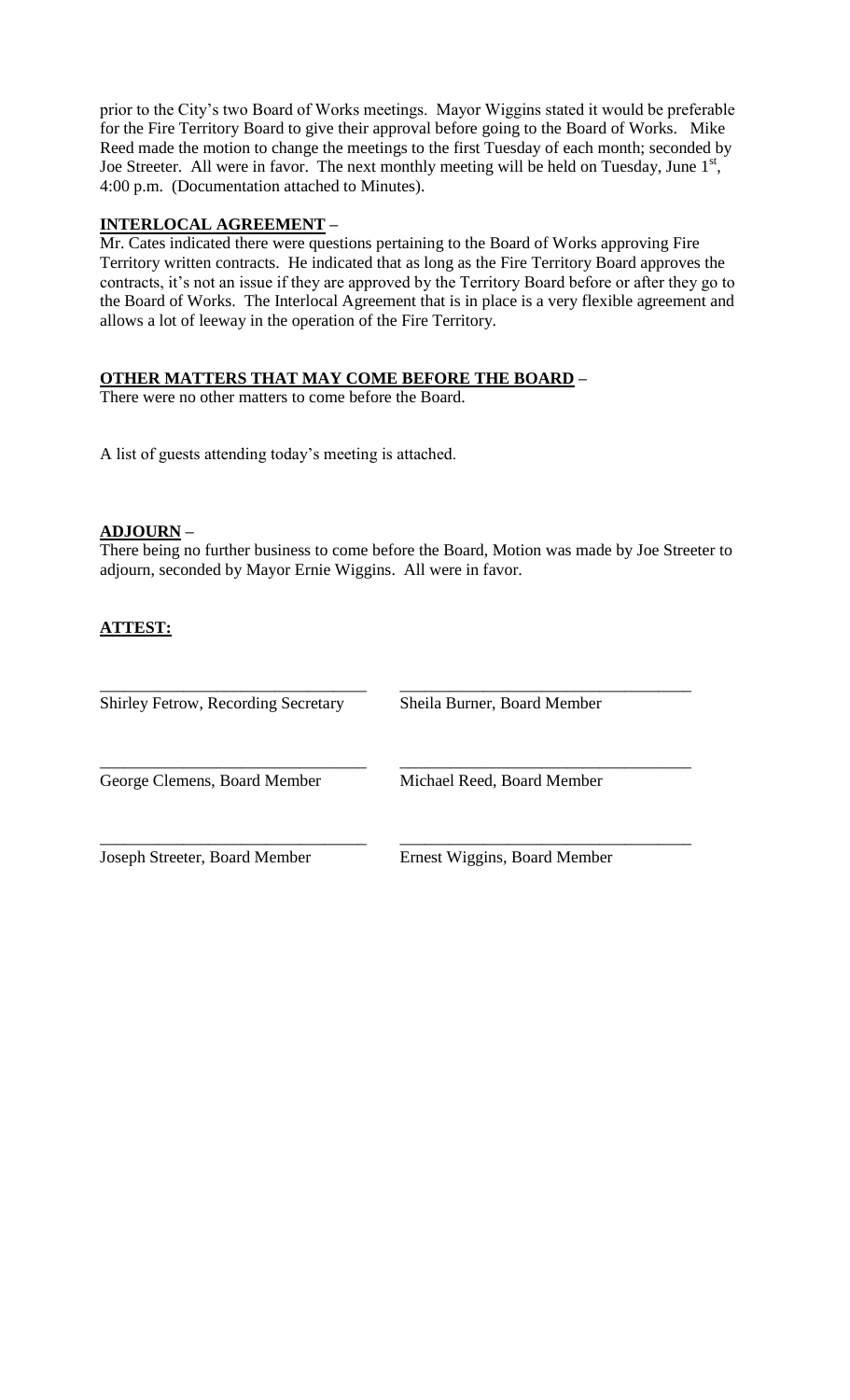prior to the City's two Board of Works meetings. Mayor Wiggins stated it would be preferable for the Fire Territory Board to give their approval before going to the Board of Works. Mike Reed made the motion to change the meetings to the first Tuesday of each month; seconded by Joe Streeter. All were in favor. The next monthly meeting will be held on Tuesday, June 1st, 4:00 p.m. (Documentation attached to Minutes).

**INTERLOCAL AGREEMENT –**

Mr. Cates indicated there were questions pertaining to the Board of Works approving Fire Territory written contracts. He indicated that as long as the Fire Territory Board approves the contracts, it's not an issue if they are approved by the Territory Board before or after they go to the Board of Works. The Interlocal Agreement that is in place is a very flexible agreement and allows a lot of leeway in the operation of the Fire Territory.

**OTHER MATTERS THAT MAY COME BEFORE THE BOARD –**

There were no other matters to come before the Board.

A list of guests attending today's meeting is attached.

**ADJOURN –**

There being no further business to come before the Board, Motion was made by Joe Streeter to adjourn, seconded by Mayor Ernie Wiggins. All were in favor.

**ATTEST:**

| | |
|---|---|
| \_\_\_\_\_\_\_\_\_\_\_\_\_\_\_\_\_\_\_\_\_\_\_\_\_\_\_\_\_\_ | \_\_\_\_\_\_\_\_\_\_\_\_\_\_\_\_\_\_\_\_\_\_\_\_\_\_\_\_\_\_ |
| Shirley Fetrow, Recording Secretary | Sheila Burner, Board Member |
| \_\_\_\_\_\_\_\_\_\_\_\_\_\_\_\_\_\_\_\_\_\_\_\_\_\_\_\_\_\_ | \_\_\_\_\_\_\_\_\_\_\_\_\_\_\_\_\_\_\_\_\_\_\_\_\_\_\_\_\_\_ |
| George Clemens, Board Member | Michael Reed, Board Member |
| \_\_\_\_\_\_\_\_\_\_\_\_\_\_\_\_\_\_\_\_\_\_\_\_\_\_\_\_\_\_ | \_\_\_\_\_\_\_\_\_\_\_\_\_\_\_\_\_\_\_\_\_\_\_\_\_\_\_\_\_\_ |
| Joseph Streeter, Board Member | Ernest Wiggins, Board Member |